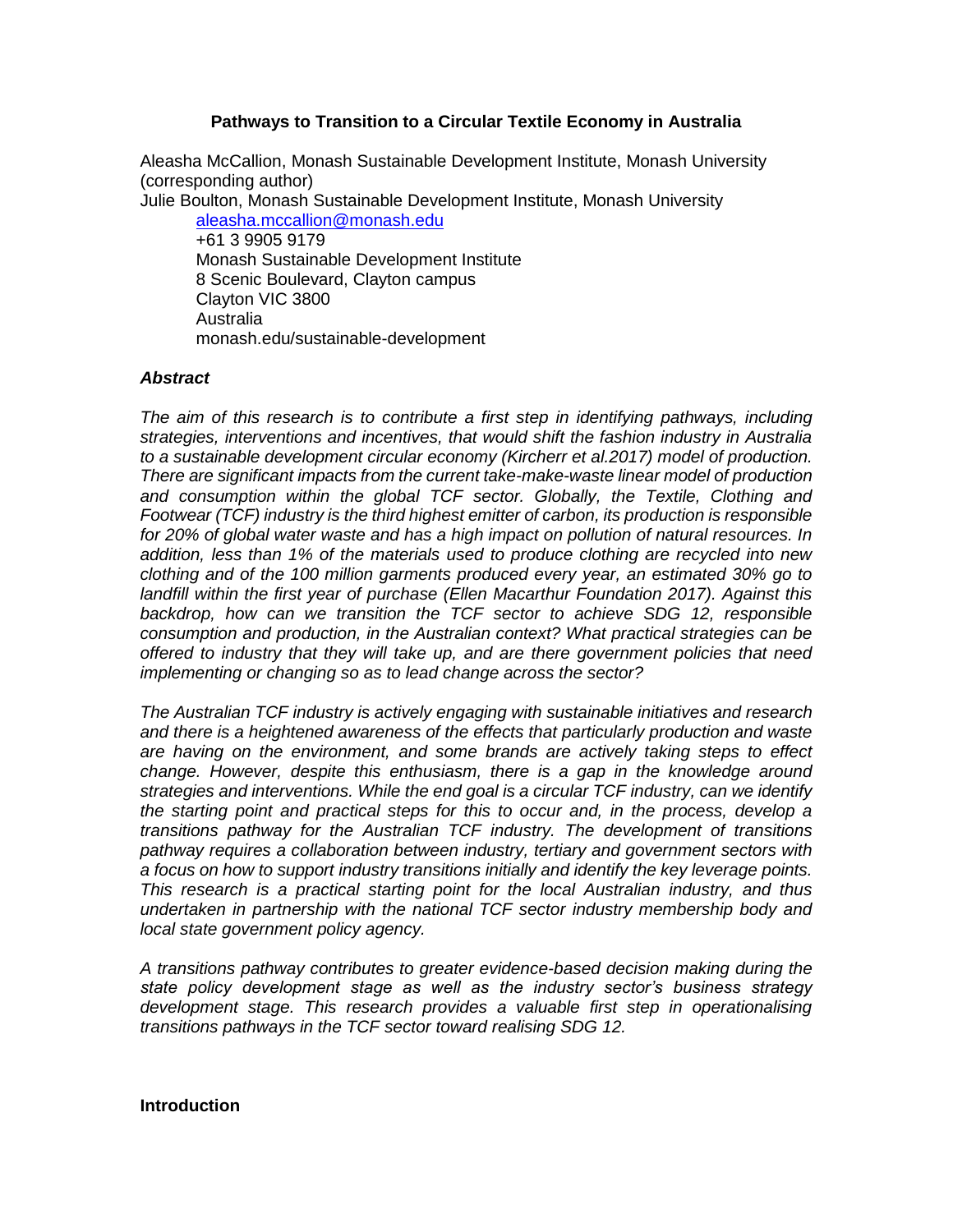# Pathways to Transition to a Circular Textile Economy in Australia

Aleasha McCallion, Monash Sustainable Development Institute, Monash University (corresponding author)
Julie Boulton, Monash Sustainable Development Institute, Monash University

aleasha.mccallion@monash.edu
+61 3 9905 9179
Monash Sustainable Development Institute
8 Scenic Boulevard, Clayton campus
Clayton VIC 3800
Australia
monash.edu/sustainable-development

## *Abstract*

*The aim of this research is to contribute a first step in identifying pathways, including strategies, interventions and incentives, that would shift the fashion industry in Australia to a sustainable development circular economy (Kircherr et al.2017) model of production. There are significant impacts from the current take-make-waste linear model of production and consumption within the global TCF sector. Globally, the Textile, Clothing and Footwear (TCF) industry is the third highest emitter of carbon, its production is responsible for 20% of global water waste and has a high impact on pollution of natural resources. In addition, less than 1% of the materials used to produce clothing are recycled into new clothing and of the 100 million garments produced every year, an estimated 30% go to landfill within the first year of purchase (Ellen Macarthur Foundation 2017). Against this backdrop, how can we transition the TCF sector to achieve SDG 12, responsible consumption and production, in the Australian context? What practical strategies can be offered to industry that they will take up, and are there government policies that need implementing or changing so as to lead change across the sector?*

*The Australian TCF industry is actively engaging with sustainable initiatives and research and there is a heightened awareness of the effects that particularly production and waste are having on the environment, and some brands are actively taking steps to effect change. However, despite this enthusiasm, there is a gap in the knowledge around strategies and interventions. While the end goal is a circular TCF industry, can we identify the starting point and practical steps for this to occur and, in the process, develop a transitions pathway for the Australian TCF industry. The development of transitions pathway requires a collaboration between industry, tertiary and government sectors with a focus on how to support industry transitions initially and identify the key leverage points. This research is a practical starting point for the local Australian industry, and thus undertaken in partnership with the national TCF sector industry membership body and local state government policy agency.*

*A transitions pathway contributes to greater evidence-based decision making during the state policy development stage as well as the industry sector's business strategy development stage. This research provides a valuable first step in operationalising transitions pathways in the TCF sector toward realising SDG 12.*

## Introduction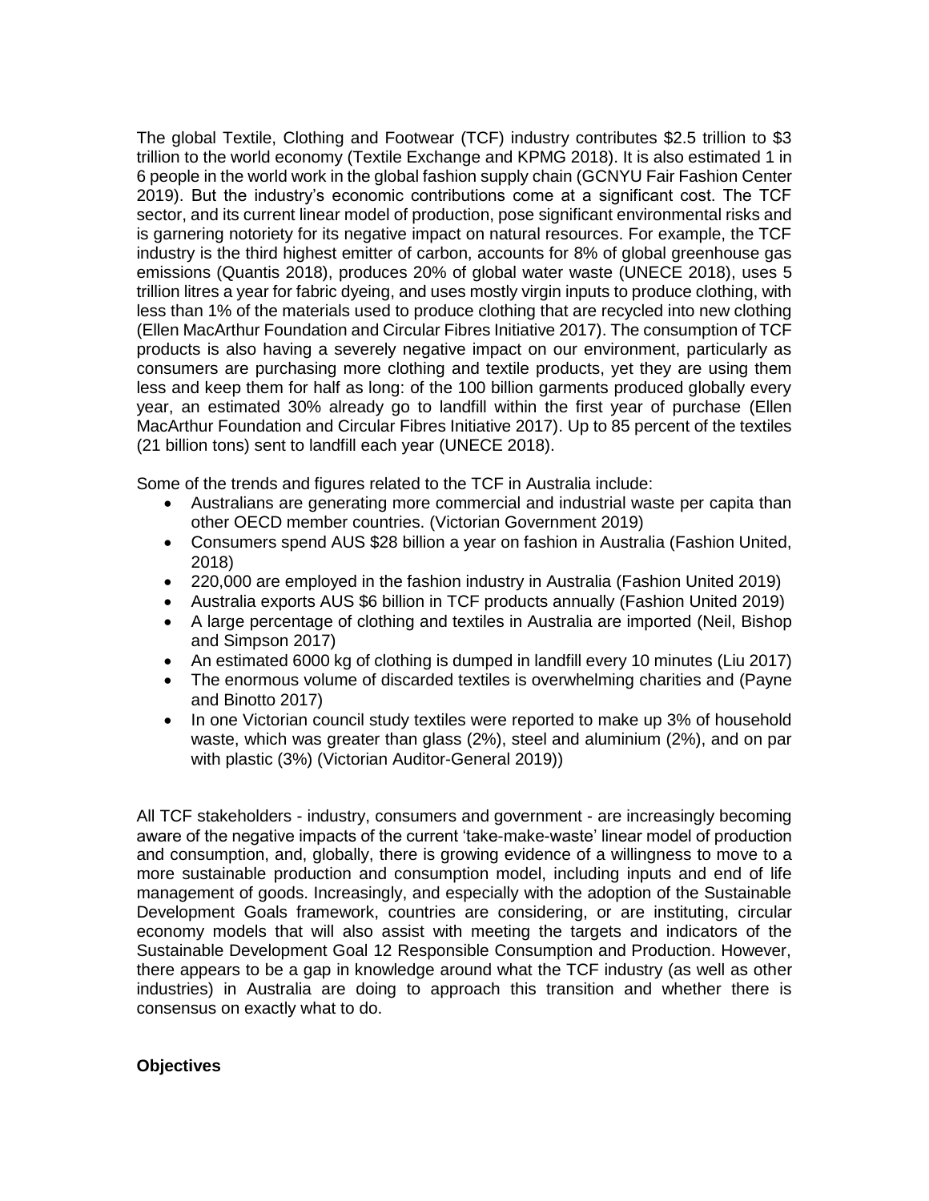The global Textile, Clothing and Footwear (TCF) industry contributes $2.5 trillion to $3 trillion to the world economy (Textile Exchange and KPMG 2018). It is also estimated 1 in 6 people in the world work in the global fashion supply chain (GCNYU Fair Fashion Center 2019). But the industry's economic contributions come at a significant cost. The TCF sector, and its current linear model of production, pose significant environmental risks and is garnering notoriety for its negative impact on natural resources. For example, the TCF industry is the third highest emitter of carbon, accounts for 8% of global greenhouse gas emissions (Quantis 2018), produces 20% of global water waste (UNECE 2018), uses 5 trillion litres a year for fabric dyeing, and uses mostly virgin inputs to produce clothing, with less than 1% of the materials used to produce clothing that are recycled into new clothing (Ellen MacArthur Foundation and Circular Fibres Initiative 2017). The consumption of TCF products is also having a severely negative impact on our environment, particularly as consumers are purchasing more clothing and textile products, yet they are using them less and keep them for half as long: of the 100 billion garments produced globally every year, an estimated 30% already go to landfill within the first year of purchase (Ellen MacArthur Foundation and Circular Fibres Initiative 2017). Up to 85 percent of the textiles (21 billion tons) sent to landfill each year (UNECE 2018).

Some of the trends and figures related to the TCF in Australia include:

- Australians are generating more commercial and industrial waste per capita than other OECD member countries. (Victorian Government 2019)
- Consumers spend AUS $28 billion a year on fashion in Australia (Fashion United, 2018)
- 220,000 are employed in the fashion industry in Australia (Fashion United 2019)
- Australia exports AUS $6 billion in TCF products annually (Fashion United 2019)
- A large percentage of clothing and textiles in Australia are imported (Neil, Bishop and Simpson 2017)
- An estimated 6000 kg of clothing is dumped in landfill every 10 minutes (Liu 2017)
- The enormous volume of discarded textiles is overwhelming charities and (Payne and Binotto 2017)
- In one Victorian council study textiles were reported to make up 3% of household waste, which was greater than glass (2%), steel and aluminium (2%), and on par with plastic (3%) (Victorian Auditor-General 2019))

All TCF stakeholders - industry, consumers and government - are increasingly becoming aware of the negative impacts of the current 'take-make-waste' linear model of production and consumption, and, globally, there is growing evidence of a willingness to move to a more sustainable production and consumption model, including inputs and end of life management of goods. Increasingly, and especially with the adoption of the Sustainable Development Goals framework, countries are considering, or are instituting, circular economy models that will also assist with meeting the targets and indicators of the Sustainable Development Goal 12 Responsible Consumption and Production. However, there appears to be a gap in knowledge around what the TCF industry (as well as other industries) in Australia are doing to approach this transition and whether there is consensus on exactly what to do.

**Objectives**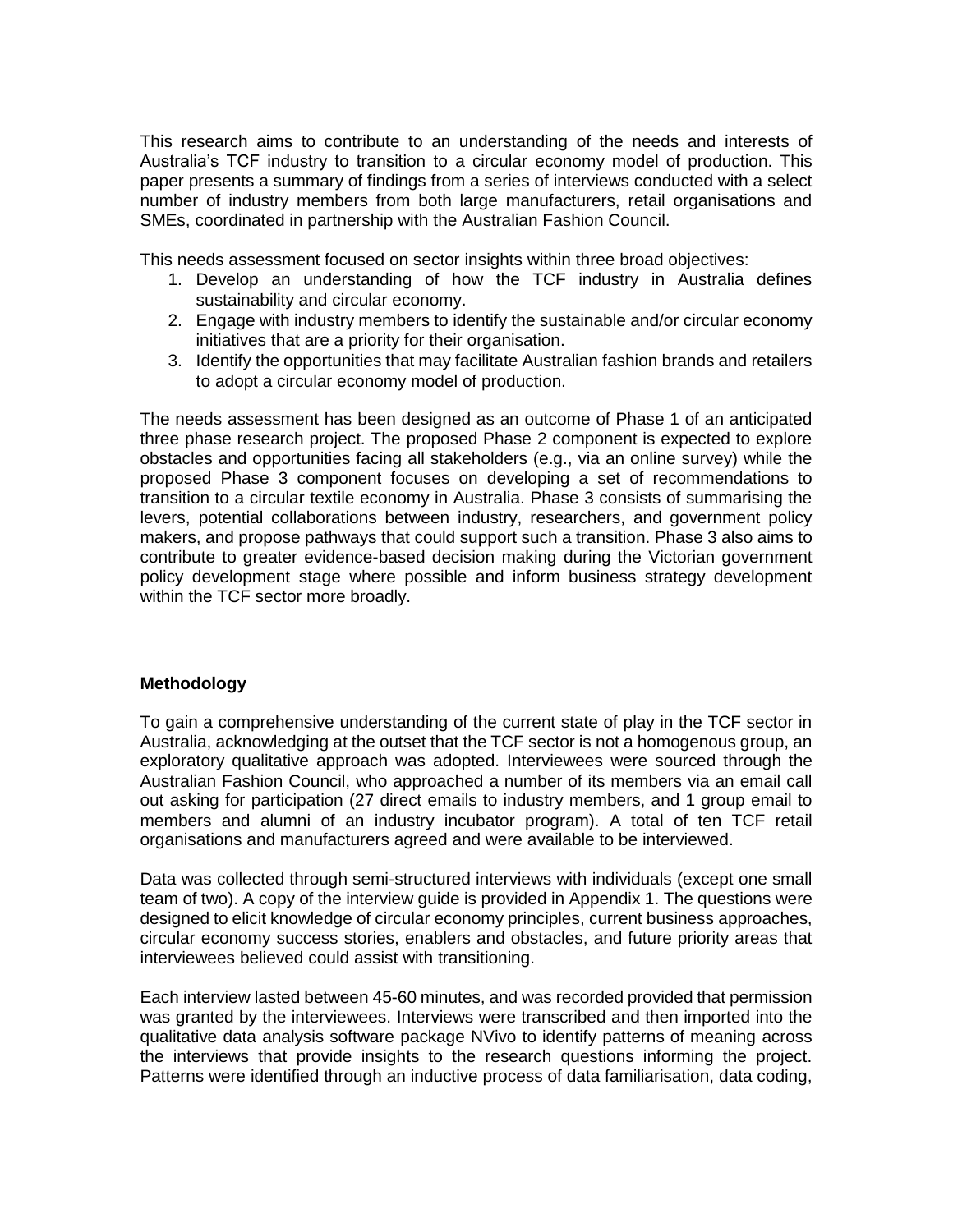This research aims to contribute to an understanding of the needs and interests of Australia's TCF industry to transition to a circular economy model of production. This paper presents a summary of findings from a series of interviews conducted with a select number of industry members from both large manufacturers, retail organisations and SMEs, coordinated in partnership with the Australian Fashion Council.

This needs assessment focused on sector insights within three broad objectives:

1. Develop an understanding of how the TCF industry in Australia defines sustainability and circular economy.
2. Engage with industry members to identify the sustainable and/or circular economy initiatives that are a priority for their organisation.
3. Identify the opportunities that may facilitate Australian fashion brands and retailers to adopt a circular economy model of production.

The needs assessment has been designed as an outcome of Phase 1 of an anticipated three phase research project. The proposed Phase 2 component is expected to explore obstacles and opportunities facing all stakeholders (e.g., via an online survey) while the proposed Phase 3 component focuses on developing a set of recommendations to transition to a circular textile economy in Australia. Phase 3 consists of summarising the levers, potential collaborations between industry, researchers, and government policy makers, and propose pathways that could support such a transition. Phase 3 also aims to contribute to greater evidence-based decision making during the Victorian government policy development stage where possible and inform business strategy development within the TCF sector more broadly.

**Methodology**

To gain a comprehensive understanding of the current state of play in the TCF sector in Australia, acknowledging at the outset that the TCF sector is not a homogenous group, an exploratory qualitative approach was adopted. Interviewees were sourced through the Australian Fashion Council, who approached a number of its members via an email call out asking for participation (27 direct emails to industry members, and 1 group email to members and alumni of an industry incubator program). A total of ten TCF retail organisations and manufacturers agreed and were available to be interviewed.

Data was collected through semi-structured interviews with individuals (except one small team of two). A copy of the interview guide is provided in Appendix 1. The questions were designed to elicit knowledge of circular economy principles, current business approaches, circular economy success stories, enablers and obstacles, and future priority areas that interviewees believed could assist with transitioning.

Each interview lasted between 45-60 minutes, and was recorded provided that permission was granted by the interviewees. Interviews were transcribed and then imported into the qualitative data analysis software package NVivo to identify patterns of meaning across the interviews that provide insights to the research questions informing the project. Patterns were identified through an inductive process of data familiarisation, data coding,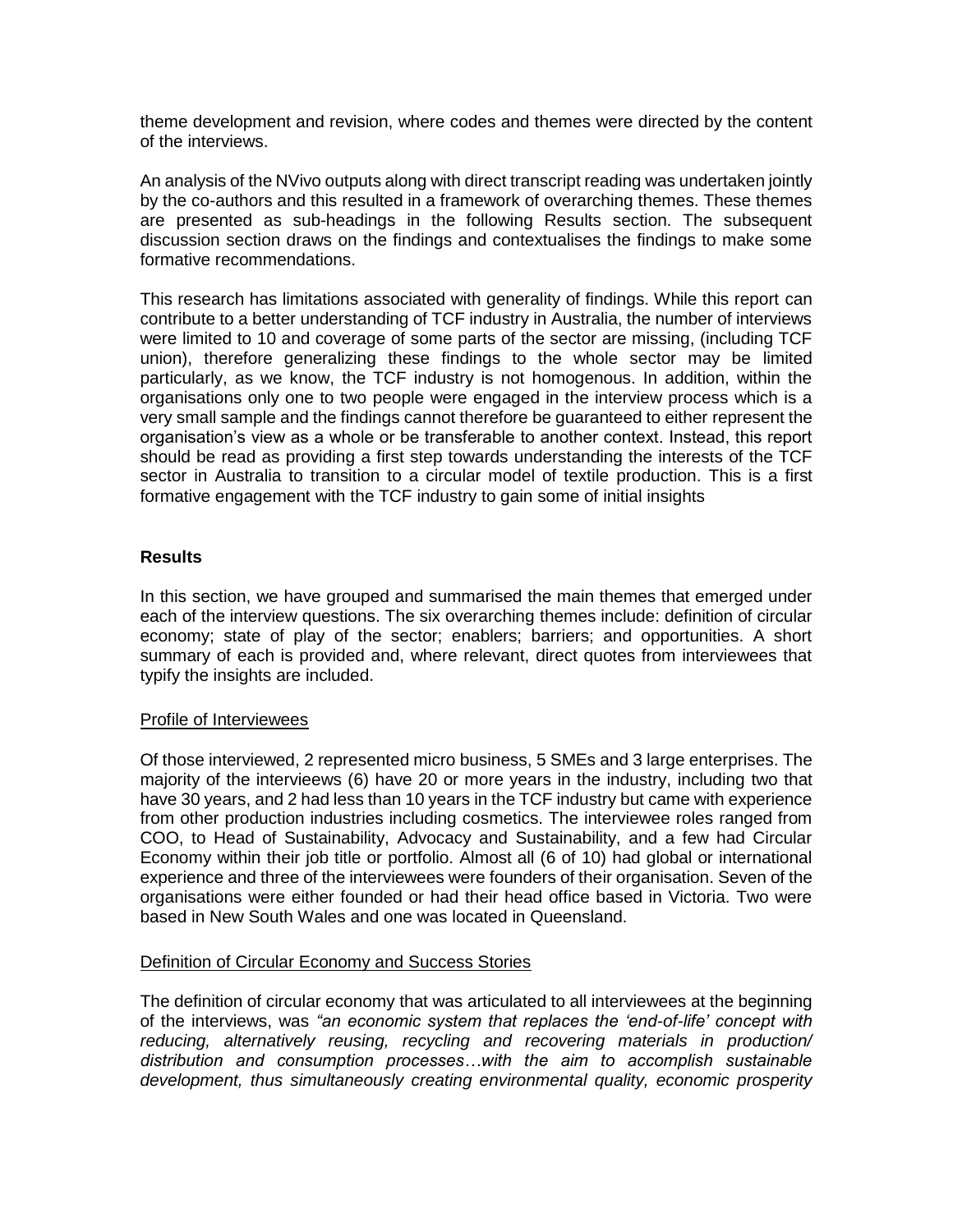theme development and revision, where codes and themes were directed by the content of the interviews.

An analysis of the NVivo outputs along with direct transcript reading was undertaken jointly by the co-authors and this resulted in a framework of overarching themes. These themes are presented as sub-headings in the following Results section. The subsequent discussion section draws on the findings and contextualises the findings to make some formative recommendations.

This research has limitations associated with generality of findings. While this report can contribute to a better understanding of TCF industry in Australia, the number of interviews were limited to 10 and coverage of some parts of the sector are missing, (including TCF union), therefore generalizing these findings to the whole sector may be limited particularly, as we know, the TCF industry is not homogenous. In addition, within the organisations only one to two people were engaged in the interview process which is a very small sample and the findings cannot therefore be guaranteed to either represent the organisation's view as a whole or be transferable to another context. Instead, this report should be read as providing a first step towards understanding the interests of the TCF sector in Australia to transition to a circular model of textile production. This is a first formative engagement with the TCF industry to gain some of initial insights

## Results

In this section, we have grouped and summarised the main themes that emerged under each of the interview questions. The six overarching themes include: definition of circular economy; state of play of the sector; enablers; barriers; and opportunities. A short summary of each is provided and, where relevant, direct quotes from interviewees that typify the insights are included.

### Profile of Interviewees

Of those interviewed, 2 represented micro business, 5 SMEs and 3 large enterprises. The majority of the intervieews (6) have 20 or more years in the industry, including two that have 30 years, and 2 had less than 10 years in the TCF industry but came with experience from other production industries including cosmetics. The interviewee roles ranged from COO, to Head of Sustainability, Advocacy and Sustainability, and a few had Circular Economy within their job title or portfolio. Almost all (6 of 10) had global or international experience and three of the interviewees were founders of their organisation. Seven of the organisations were either founded or had their head office based in Victoria. Two were based in New South Wales and one was located in Queensland.

### Definition of Circular Economy and Success Stories

The definition of circular economy that was articulated to all interviewees at the beginning of the interviews, was *"an economic system that replaces the 'end-of-life' concept with reducing, alternatively reusing, recycling and recovering materials in production/ distribution and consumption processes…with the aim to accomplish sustainable development, thus simultaneously creating environmental quality, economic prosperity*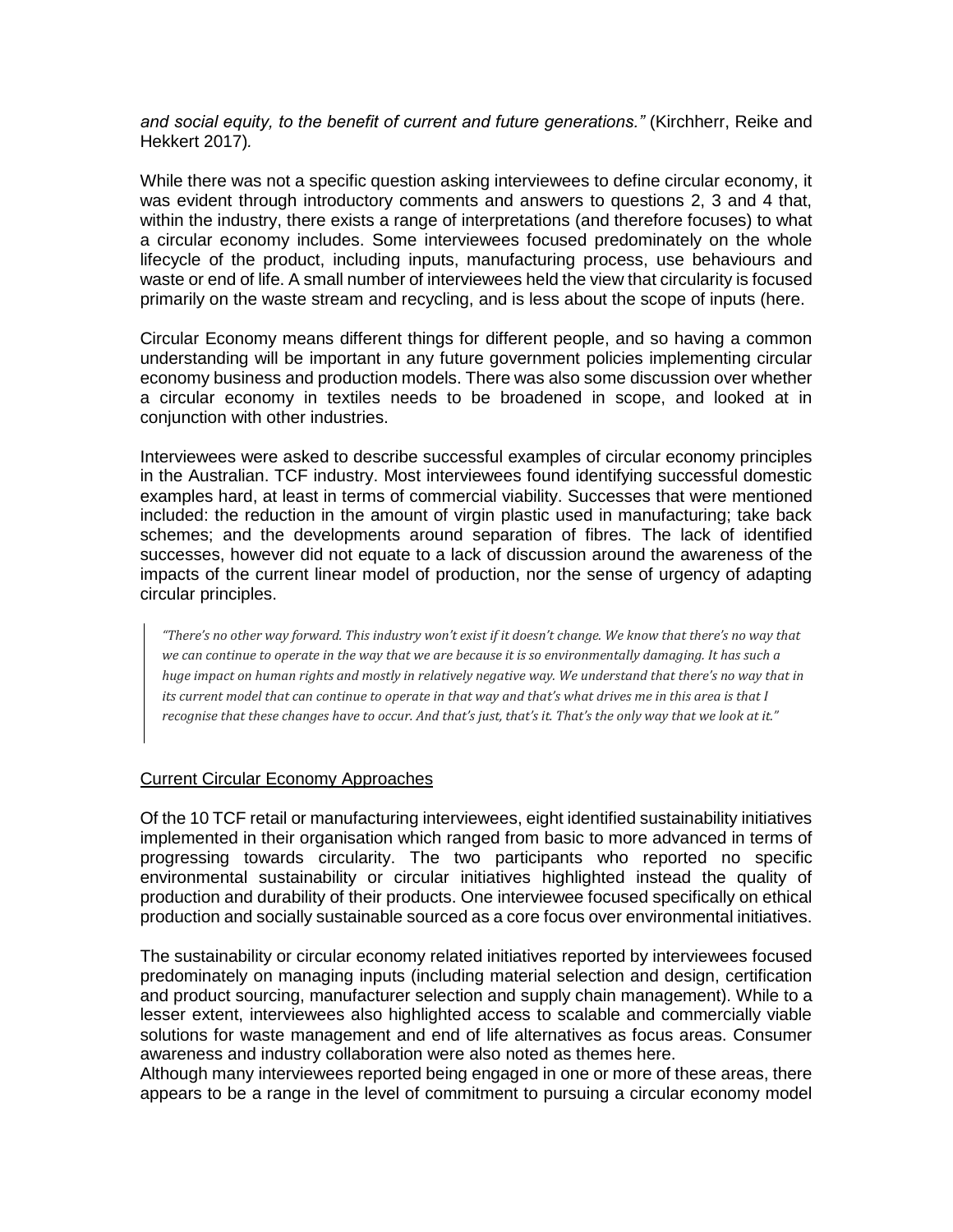*and social equity, to the benefit of current and future generations."* (Kirchherr, Reike and Hekkert 2017)*.*

While there was not a specific question asking interviewees to define circular economy, it was evident through introductory comments and answers to questions 2, 3 and 4 that, within the industry, there exists a range of interpretations (and therefore focuses) to what a circular economy includes. Some interviewees focused predominately on the whole lifecycle of the product, including inputs, manufacturing process, use behaviours and waste or end of life. A small number of interviewees held the view that circularity is focused primarily on the waste stream and recycling, and is less about the scope of inputs (here.

Circular Economy means different things for different people, and so having a common understanding will be important in any future government policies implementing circular economy business and production models. There was also some discussion over whether a circular economy in textiles needs to be broadened in scope, and looked at in conjunction with other industries.

Interviewees were asked to describe successful examples of circular economy principles in the Australian. TCF industry. Most interviewees found identifying successful domestic examples hard, at least in terms of commercial viability. Successes that were mentioned included: the reduction in the amount of virgin plastic used in manufacturing; take back schemes; and the developments around separation of fibres. The lack of identified successes, however did not equate to a lack of discussion around the awareness of the impacts of the current linear model of production, nor the sense of urgency of adapting circular principles.

> *"There's no other way forward. This industry won't exist if it doesn't change. We know that there's no way that we can continue to operate in the way that we are because it is so environmentally damaging. It has such a huge impact on human rights and mostly in relatively negative way. We understand that there's no way that in its current model that can continue to operate in that way and that's what drives me in this area is that I recognise that these changes have to occur. And that's just, that's it. That's the only way that we look at it."*

## Current Circular Economy Approaches

Of the 10 TCF retail or manufacturing interviewees, eight identified sustainability initiatives implemented in their organisation which ranged from basic to more advanced in terms of progressing towards circularity. The two participants who reported no specific environmental sustainability or circular initiatives highlighted instead the quality of production and durability of their products. One interviewee focused specifically on ethical production and socially sustainable sourced as a core focus over environmental initiatives.

The sustainability or circular economy related initiatives reported by interviewees focused predominately on managing inputs (including material selection and design, certification and product sourcing, manufacturer selection and supply chain management). While to a lesser extent, interviewees also highlighted access to scalable and commercially viable solutions for waste management and end of life alternatives as focus areas. Consumer awareness and industry collaboration were also noted as themes here.

Although many interviewees reported being engaged in one or more of these areas, there appears to be a range in the level of commitment to pursuing a circular economy model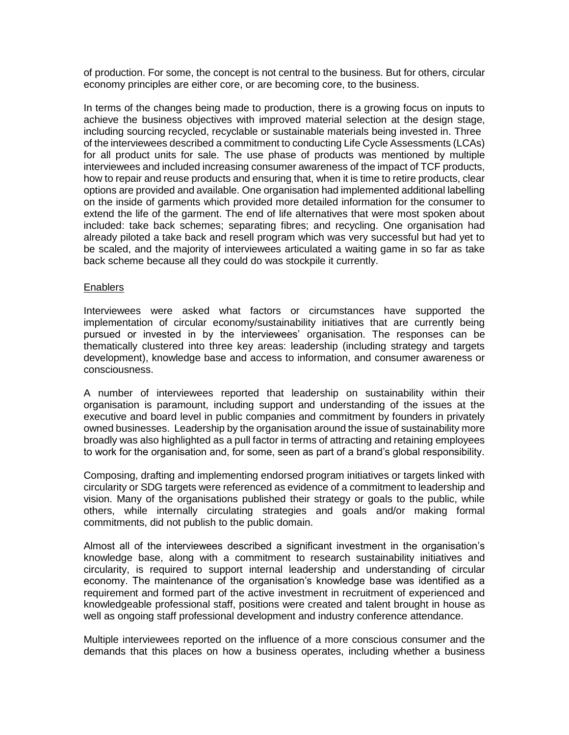of production. For some, the concept is not central to the business. But for others, circular economy principles are either core, or are becoming core, to the business.

In terms of the changes being made to production, there is a growing focus on inputs to achieve the business objectives with improved material selection at the design stage, including sourcing recycled, recyclable or sustainable materials being invested in. Three of the interviewees described a commitment to conducting Life Cycle Assessments (LCAs) for all product units for sale. The use phase of products was mentioned by multiple interviewees and included increasing consumer awareness of the impact of TCF products, how to repair and reuse products and ensuring that, when it is time to retire products, clear options are provided and available. One organisation had implemented additional labelling on the inside of garments which provided more detailed information for the consumer to extend the life of the garment. The end of life alternatives that were most spoken about included: take back schemes; separating fibres; and recycling. One organisation had already piloted a take back and resell program which was very successful but had yet to be scaled, and the majority of interviewees articulated a waiting game in so far as take back scheme because all they could do was stockpile it currently.

<u>Enablers</u>

Interviewees were asked what factors or circumstances have supported the implementation of circular economy/sustainability initiatives that are currently being pursued or invested in by the interviewees' organisation. The responses can be thematically clustered into three key areas: leadership (including strategy and targets development), knowledge base and access to information, and consumer awareness or consciousness.

A number of interviewees reported that leadership on sustainability within their organisation is paramount, including support and understanding of the issues at the executive and board level in public companies and commitment by founders in privately owned businesses. Leadership by the organisation around the issue of sustainability more broadly was also highlighted as a pull factor in terms of attracting and retaining employees to work for the organisation and, for some, seen as part of a brand's global responsibility.

Composing, drafting and implementing endorsed program initiatives or targets linked with circularity or SDG targets were referenced as evidence of a commitment to leadership and vision. Many of the organisations published their strategy or goals to the public, while others, while internally circulating strategies and goals and/or making formal commitments, did not publish to the public domain.

Almost all of the interviewees described a significant investment in the organisation's knowledge base, along with a commitment to research sustainability initiatives and circularity, is required to support internal leadership and understanding of circular economy. The maintenance of the organisation's knowledge base was identified as a requirement and formed part of the active investment in recruitment of experienced and knowledgeable professional staff, positions were created and talent brought in house as well as ongoing staff professional development and industry conference attendance.

Multiple interviewees reported on the influence of a more conscious consumer and the demands that this places on how a business operates, including whether a business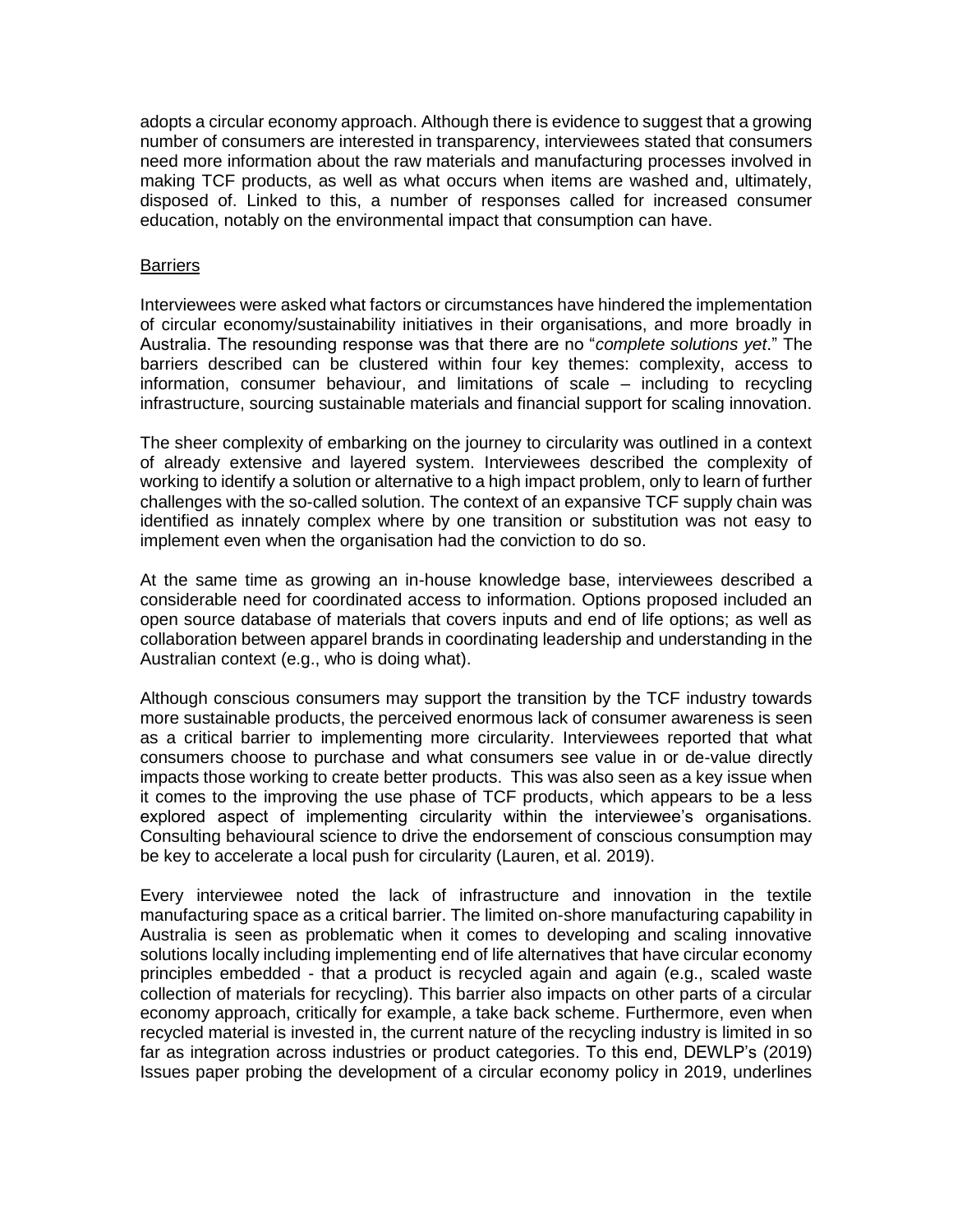adopts a circular economy approach. Although there is evidence to suggest that a growing number of consumers are interested in transparency, interviewees stated that consumers need more information about the raw materials and manufacturing processes involved in making TCF products, as well as what occurs when items are washed and, ultimately, disposed of. Linked to this, a number of responses called for increased consumer education, notably on the environmental impact that consumption can have.

## Barriers

Interviewees were asked what factors or circumstances have hindered the implementation of circular economy/sustainability initiatives in their organisations, and more broadly in Australia. The resounding response was that there are no "*complete solutions yet*." The barriers described can be clustered within four key themes: complexity, access to information, consumer behaviour, and limitations of scale – including to recycling infrastructure, sourcing sustainable materials and financial support for scaling innovation.

The sheer complexity of embarking on the journey to circularity was outlined in a context of already extensive and layered system. Interviewees described the complexity of working to identify a solution or alternative to a high impact problem, only to learn of further challenges with the so-called solution. The context of an expansive TCF supply chain was identified as innately complex where by one transition or substitution was not easy to implement even when the organisation had the conviction to do so.

At the same time as growing an in-house knowledge base, interviewees described a considerable need for coordinated access to information. Options proposed included an open source database of materials that covers inputs and end of life options; as well as collaboration between apparel brands in coordinating leadership and understanding in the Australian context (e.g., who is doing what).

Although conscious consumers may support the transition by the TCF industry towards more sustainable products, the perceived enormous lack of consumer awareness is seen as a critical barrier to implementing more circularity. Interviewees reported that what consumers choose to purchase and what consumers see value in or de-value directly impacts those working to create better products. This was also seen as a key issue when it comes to the improving the use phase of TCF products, which appears to be a less explored aspect of implementing circularity within the interviewee's organisations. Consulting behavioural science to drive the endorsement of conscious consumption may be key to accelerate a local push for circularity (Lauren, et al. 2019).

Every interviewee noted the lack of infrastructure and innovation in the textile manufacturing space as a critical barrier. The limited on-shore manufacturing capability in Australia is seen as problematic when it comes to developing and scaling innovative solutions locally including implementing end of life alternatives that have circular economy principles embedded - that a product is recycled again and again (e.g., scaled waste collection of materials for recycling). This barrier also impacts on other parts of a circular economy approach, critically for example, a take back scheme. Furthermore, even when recycled material is invested in, the current nature of the recycling industry is limited in so far as integration across industries or product categories. To this end, DEWLP's (2019) Issues paper probing the development of a circular economy policy in 2019, underlines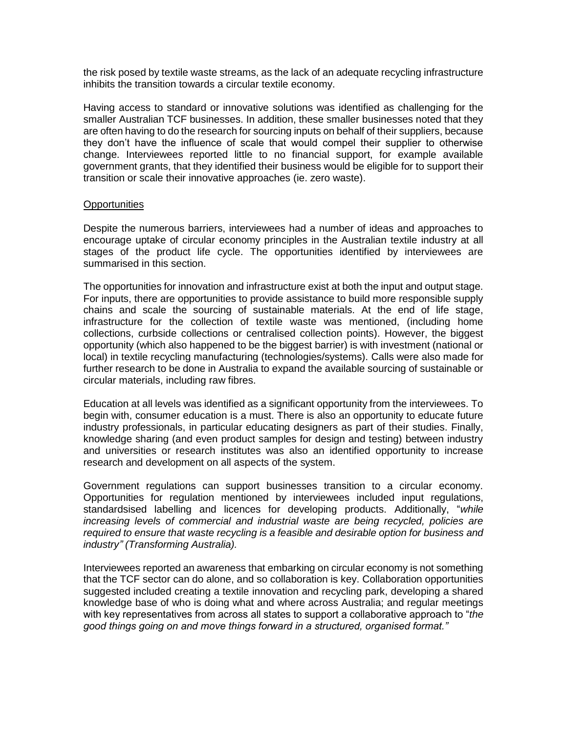the risk posed by textile waste streams, as the lack of an adequate recycling infrastructure inhibits the transition towards a circular textile economy.

Having access to standard or innovative solutions was identified as challenging for the smaller Australian TCF businesses. In addition, these smaller businesses noted that they are often having to do the research for sourcing inputs on behalf of their suppliers, because they don't have the influence of scale that would compel their supplier to otherwise change. Interviewees reported little to no financial support, for example available government grants, that they identified their business would be eligible for to support their transition or scale their innovative approaches (ie. zero waste).

Opportunities

Despite the numerous barriers, interviewees had a number of ideas and approaches to encourage uptake of circular economy principles in the Australian textile industry at all stages of the product life cycle. The opportunities identified by interviewees are summarised in this section.

The opportunities for innovation and infrastructure exist at both the input and output stage. For inputs, there are opportunities to provide assistance to build more responsible supply chains and scale the sourcing of sustainable materials. At the end of life stage, infrastructure for the collection of textile waste was mentioned, (including home collections, curbside collections or centralised collection points). However, the biggest opportunity (which also happened to be the biggest barrier) is with investment (national or local) in textile recycling manufacturing (technologies/systems). Calls were also made for further research to be done in Australia to expand the available sourcing of sustainable or circular materials, including raw fibres.

Education at all levels was identified as a significant opportunity from the interviewees. To begin with, consumer education is a must. There is also an opportunity to educate future industry professionals, in particular educating designers as part of their studies. Finally, knowledge sharing (and even product samples for design and testing) between industry and universities or research institutes was also an identified opportunity to increase research and development on all aspects of the system.

Government regulations can support businesses transition to a circular economy. Opportunities for regulation mentioned by interviewees included input regulations, standardsised labelling and licences for developing products. Additionally, "*while increasing levels of commercial and industrial waste are being recycled, policies are required to ensure that waste recycling is a feasible and desirable option for business and industry" (Transforming Australia).*

Interviewees reported an awareness that embarking on circular economy is not something that the TCF sector can do alone, and so collaboration is key. Collaboration opportunities suggested included creating a textile innovation and recycling park, developing a shared knowledge base of who is doing what and where across Australia; and regular meetings with key representatives from across all states to support a collaborative approach to "*the good things going on and move things forward in a structured, organised format."*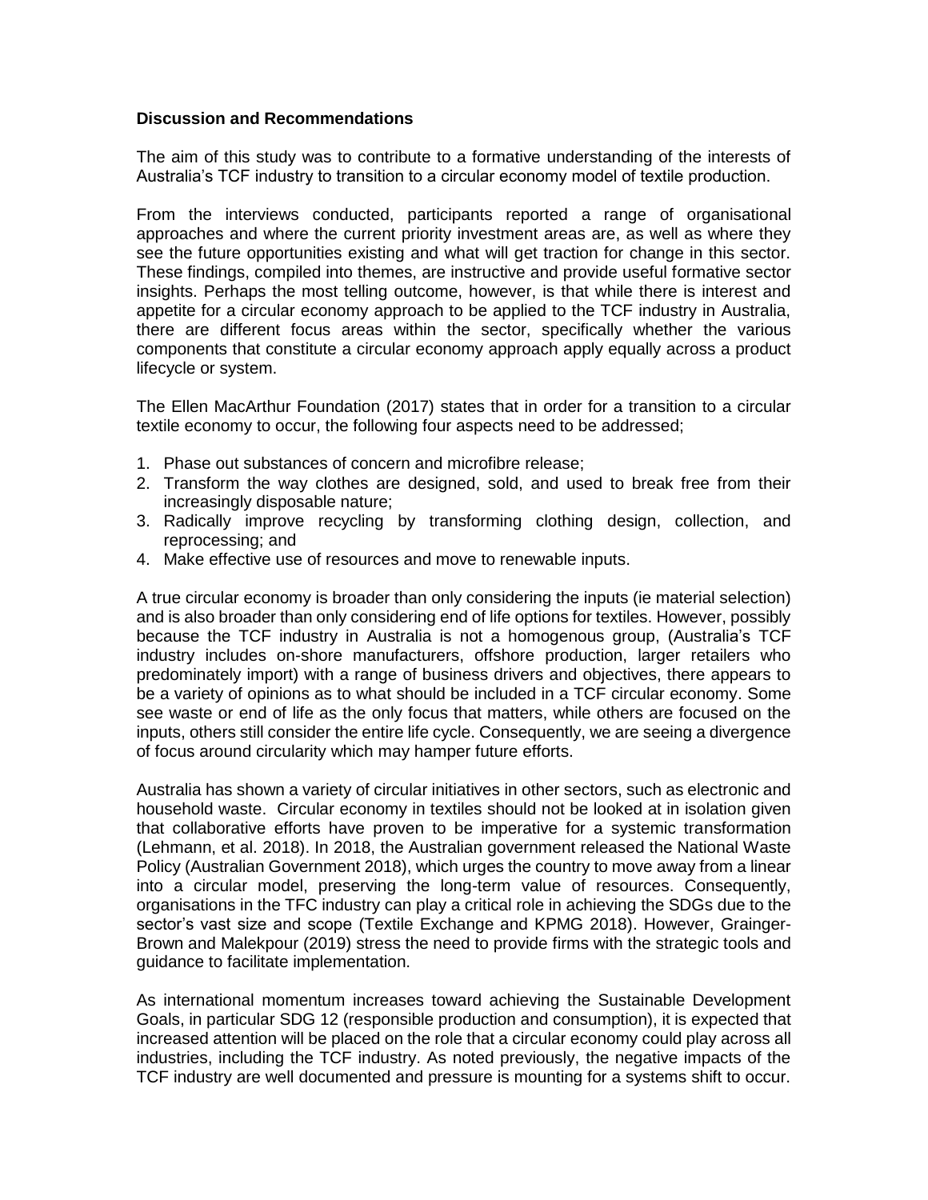**Discussion and Recommendations**

The aim of this study was to contribute to a formative understanding of the interests of Australia's TCF industry to transition to a circular economy model of textile production.

From the interviews conducted, participants reported a range of organisational approaches and where the current priority investment areas are, as well as where they see the future opportunities existing and what will get traction for change in this sector. These findings, compiled into themes, are instructive and provide useful formative sector insights. Perhaps the most telling outcome, however, is that while there is interest and appetite for a circular economy approach to be applied to the TCF industry in Australia, there are different focus areas within the sector, specifically whether the various components that constitute a circular economy approach apply equally across a product lifecycle or system.

The Ellen MacArthur Foundation (2017) states that in order for a transition to a circular textile economy to occur, the following four aspects need to be addressed;

1. Phase out substances of concern and microfibre release;
2. Transform the way clothes are designed, sold, and used to break free from their increasingly disposable nature;
3. Radically improve recycling by transforming clothing design, collection, and reprocessing; and
4. Make effective use of resources and move to renewable inputs.

A true circular economy is broader than only considering the inputs (ie material selection) and is also broader than only considering end of life options for textiles. However, possibly because the TCF industry in Australia is not a homogenous group, (Australia's TCF industry includes on-shore manufacturers, offshore production, larger retailers who predominately import) with a range of business drivers and objectives, there appears to be a variety of opinions as to what should be included in a TCF circular economy. Some see waste or end of life as the only focus that matters, while others are focused on the inputs, others still consider the entire life cycle. Consequently, we are seeing a divergence of focus around circularity which may hamper future efforts.

Australia has shown a variety of circular initiatives in other sectors, such as electronic and household waste. Circular economy in textiles should not be looked at in isolation given that collaborative efforts have proven to be imperative for a systemic transformation (Lehmann, et al. 2018). In 2018, the Australian government released the National Waste Policy (Australian Government 2018), which urges the country to move away from a linear into a circular model, preserving the long-term value of resources. Consequently, organisations in the TFC industry can play a critical role in achieving the SDGs due to the sector's vast size and scope (Textile Exchange and KPMG 2018). However, Grainger-Brown and Malekpour (2019) stress the need to provide firms with the strategic tools and guidance to facilitate implementation.

As international momentum increases toward achieving the Sustainable Development Goals, in particular SDG 12 (responsible production and consumption), it is expected that increased attention will be placed on the role that a circular economy could play across all industries, including the TCF industry. As noted previously, the negative impacts of the TCF industry are well documented and pressure is mounting for a systems shift to occur.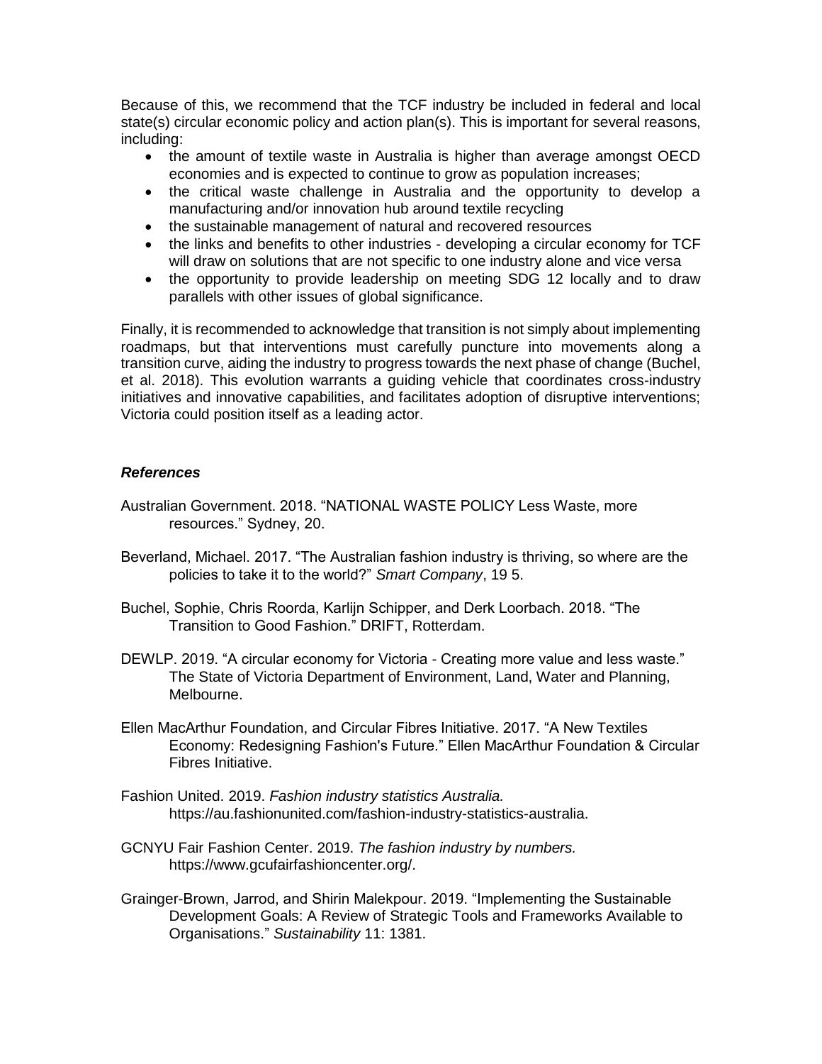Because of this, we recommend that the TCF industry be included in federal and local state(s) circular economic policy and action plan(s). This is important for several reasons, including:

- the amount of textile waste in Australia is higher than average amongst OECD economies and is expected to continue to grow as population increases;
- the critical waste challenge in Australia and the opportunity to develop a manufacturing and/or innovation hub around textile recycling
- the sustainable management of natural and recovered resources
- the links and benefits to other industries - developing a circular economy for TCF will draw on solutions that are not specific to one industry alone and vice versa
- the opportunity to provide leadership on meeting SDG 12 locally and to draw parallels with other issues of global significance.

Finally, it is recommended to acknowledge that transition is not simply about implementing roadmaps, but that interventions must carefully puncture into movements along a transition curve, aiding the industry to progress towards the next phase of change (Buchel, et al. 2018). This evolution warrants a guiding vehicle that coordinates cross-industry initiatives and innovative capabilities, and facilitates adoption of disruptive interventions; Victoria could position itself as a leading actor.

***References***

Australian Government. 2018. “NATIONAL WASTE POLICY Less Waste, more resources.” Sydney, 20.

Beverland, Michael. 2017. “The Australian fashion industry is thriving, so where are the policies to take it to the world?” *Smart Company*, 19 5.

Buchel, Sophie, Chris Roorda, Karlijn Schipper, and Derk Loorbach. 2018. “The Transition to Good Fashion.” DRIFT, Rotterdam.

DEWLP. 2019. “A circular economy for Victoria - Creating more value and less waste.” The State of Victoria Department of Environment, Land, Water and Planning, Melbourne.

Ellen MacArthur Foundation, and Circular Fibres Initiative. 2017. “A New Textiles Economy: Redesigning Fashion's Future.” Ellen MacArthur Foundation & Circular Fibres Initiative.

Fashion United. 2019. *Fashion industry statistics Australia.* https://au.fashionunited.com/fashion-industry-statistics-australia.

GCNYU Fair Fashion Center. 2019. *The fashion industry by numbers.* https://www.gcufairfashioncenter.org/.

Grainger-Brown, Jarrod, and Shirin Malekpour. 2019. “Implementing the Sustainable Development Goals: A Review of Strategic Tools and Frameworks Available to Organisations.” *Sustainability* 11: 1381.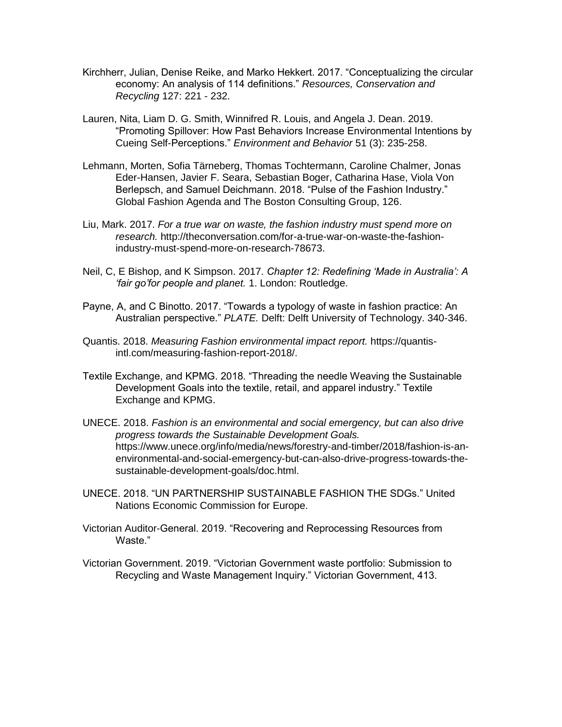Kirchherr, Julian, Denise Reike, and Marko Hekkert. 2017. "Conceptualizing the circular economy: An analysis of 114 definitions." *Resources, Conservation and Recycling* 127: 221 - 232.

Lauren, Nita, Liam D. G. Smith, Winnifred R. Louis, and Angela J. Dean. 2019. "Promoting Spillover: How Past Behaviors Increase Environmental Intentions by Cueing Self-Perceptions." *Environment and Behavior* 51 (3): 235-258.

Lehmann, Morten, Sofia Tärneberg, Thomas Tochtermann, Caroline Chalmer, Jonas Eder-Hansen, Javier F. Seara, Sebastian Boger, Catharina Hase, Viola Von Berlepsch, and Samuel Deichmann. 2018. "Pulse of the Fashion Industry." Global Fashion Agenda and The Boston Consulting Group, 126.

Liu, Mark. 2017. *For a true war on waste, the fashion industry must spend more on research.* http://theconversation.com/for-a-true-war-on-waste-the-fashion-industry-must-spend-more-on-research-78673.

Neil, C, E Bishop, and K Simpson. 2017. *Chapter 12: Redefining 'Made in Australia': A 'fair go'for people and planet.* 1. London: Routledge.

Payne, A, and C Binotto. 2017. "Towards a typology of waste in fashion practice: An Australian perspective." *PLATE.* Delft: Delft University of Technology. 340-346.

Quantis. 2018. *Measuring Fashion environmental impact report.* https://quantis-intl.com/measuring-fashion-report-2018/.

Textile Exchange, and KPMG. 2018. "Threading the needle Weaving the Sustainable Development Goals into the textile, retail, and apparel industry." Textile Exchange and KPMG.

UNECE. 2018. *Fashion is an environmental and social emergency, but can also drive progress towards the Sustainable Development Goals.* https://www.unece.org/info/media/news/forestry-and-timber/2018/fashion-is-an-environmental-and-social-emergency-but-can-also-drive-progress-towards-the-sustainable-development-goals/doc.html.

UNECE. 2018. "UN PARTNERSHIP SUSTAINABLE FASHION THE SDGs." United Nations Economic Commission for Europe.

Victorian Auditor-General. 2019. "Recovering and Reprocessing Resources from Waste."

Victorian Government. 2019. "Victorian Government waste portfolio: Submission to Recycling and Waste Management Inquiry." Victorian Government, 413.